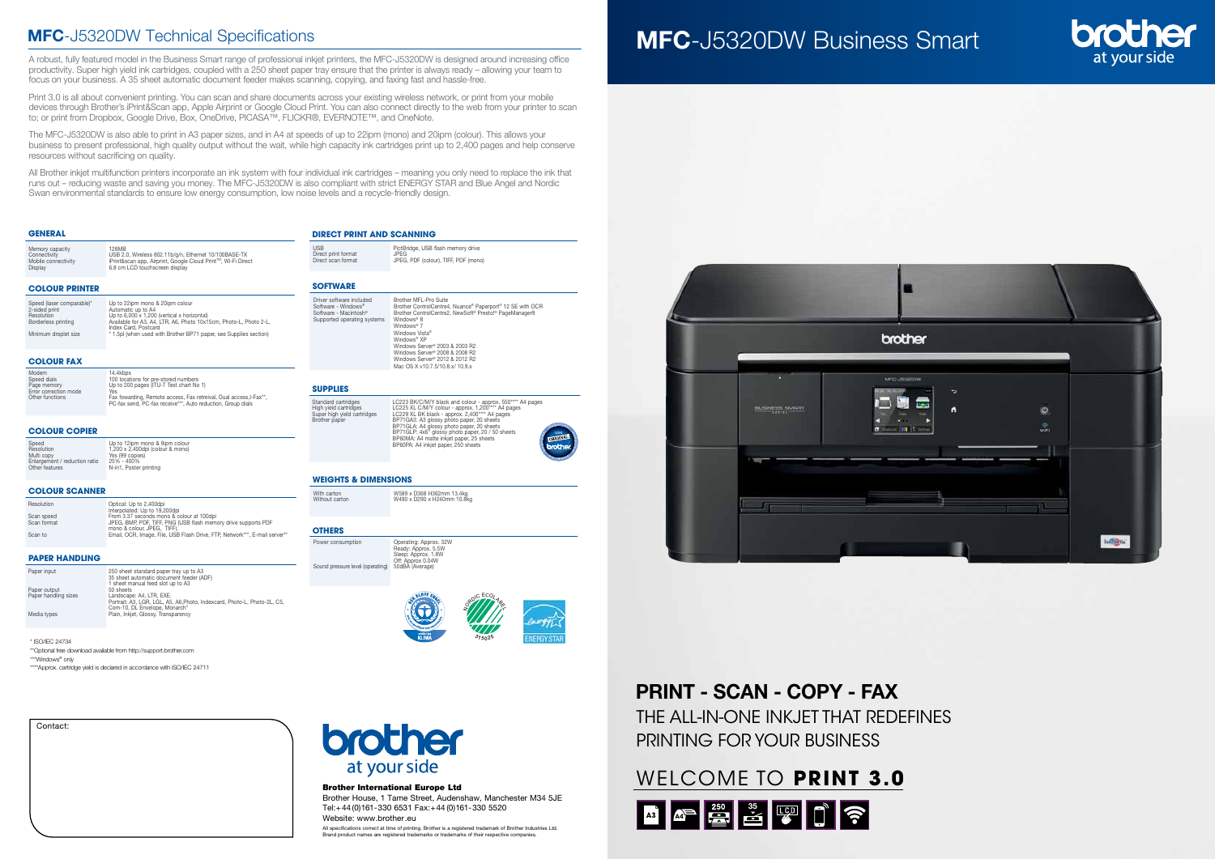# MFC-J5320DW Technical Specifications

A robust, fully featured model in the Business Smart range of professional inkjet printers, the MFC-J5320DW is designed around increasing office productivity. Super high yield ink cartridges, coupled with a 250 sheet paper tray ensure that the printer is always ready – allowing your team to focus on your business. A 35 sheet automatic document feeder makes scanning, copying, and faxing fast and hassle-free.

Print 3.0 is all about convenient printing. You can scan and share documents across your existing wireless network, or print from your mobile devices through Brother's iPrint&Scan app, Apple Airprint or Google Cloud Print. You can also connect directly to the web from your printer to scan to; or print from Dropbox, Google Drive, Box, OneDrive, PICASA™, FLICKR®, EVERNOTE™, and OneNote.

The MFC-J5320DW is also able to print in A3 paper sizes, and in A4 at speeds of up to 22ipm (mono) and 20ipm (colour). This allows your business to present professional, high quality output without the wait, while high capacity ink cartridges print up to 2,400 pages and help conserve resources without sacrificing on quality.

All Brother inkjet multifunction printers incorporate an ink system with four individual ink cartridges – meaning you only need to replace the ink that runs out – reducing waste and saving you money. The MFC-J5320DW is also compliant with strict ENERGY STAR and Blue Angel and Nordic Swan environmental standards to ensure low energy consumption, low noise levels and a recycle-friendly design.

## GENERAL

| | |
|---|---|
| Memory capacity | 128MB |
| Connectivity | USB 2.0, Wireless 802.11b/g/n, Ethernet 10/100BASE-TX |
| Mobile connectivity | iPrint&scan app, Airprint, Google Cloud Print™, Wi-Fi Direct |
| Display | 6.8 cm LCD touchscreen display |

## COLOUR PRINTER

| | |
|---|---|
| Speed (laser comparable)* | Up to 22ipm mono & 20ipm colour |
| 2-sided print | Automatic up to A4 |
| Resolution | Up to 6,000 x 1,200 (vertical x horizontal) |
| Borderless printing | Available for A3, A4, LTR, A6, Photo 10x15cm, Photo-L, Photo 2-L, Index Card, Postcard |
| Minimum droplet size | * 1.5pl (when used with Brother BP71 paper, see Supplies section) |

## COLOUR FAX

| | |
|---|---|
| Modem | 14.4kbps |
| Speed dials | 100 locations for pre-stored numbers |
| Page memory | Up to 200 pages (ITU-T Test chart No 1) |
| Error correction mode | Yes |
| Other functions | Fax fowarding, Remote access, Fax retreival, Dual access,I-Fax**, PC-fax send, PC-fax receive***, Auto reduction, Group dials |

## COLOUR COPIER

| | |
|---|---|
| Speed | Up to 12ipm mono & 9ipm colour |
| Resolution | 1,200 x 2,400dpi (colour & mono) |
| Multi copy | Yes (99 copies) |
| Enlargement / reduction ratio | 25% - 400% |
| Other features | N-in1, Poster printing |

## COLOUR SCANNER

| | |
|---|---|
| Resolution | Optical: Up to 2,400dpi<br>Interpolated: Up to 19,200dpi |
| Scan speed | From 3.37 seconds mono & colour at 100dpi |
| Scan format | JPEG, BMP, PDF, TIFF, PNG (USB flash memory drive supports PDF mono & colour, JPEG, TIFF). |
| Scan to | Email, OCR, Image, File, USB Flash Drive, FTP, Network***, E-mail server** |

## PAPER HANDLING

| | |
|---|---|
| Paper input | 250 sheet standard paper tray up to A3<br>35 sheet automatic document feeder (ADF)<br>1 sheet manual feed slot up to A3 |
| Paper output | 50 sheets |
| Paper handling sizes | Landscape: A4, LTR, EXE.<br>Portrait: A3, LGR, LGL, A5, A6,Photo, Indexcard, Photo-L, Photo-2L, C5, Com-10, DL Envelope, Monarch |
| Media types | Plain, Inkjet, Glossy, Transparency |

* ISO/IEC 24734

**Optional free download available from http://support.brother.com

***Windows® only

****Approx. cartridge yield is declared in accordance with ISO/IEC 24711

## DIRECT PRINT AND SCANNING

| | |
|---|---|
| USB | PictBridge, USB flash memory drive |
| Direct print format | JPEG |
| Direct scan format | JPEG, PDF (colour), TIFF, PDF (mono) |

## SOFTWARE

| | |
|---|---|
| Driver software included | Brother MFL-Pro Suite |
| Software - Windows® | Brother ControlCentre4, Nuance® Paperport® 12 SE with OCR |
| Software - Macintosh® | Brother ControlCentre2, NewSoft® Presto!® PageManager9 |
| Supported operating systems | Windows® 8<br>Windows® 7<br>Windows Vista®<br>Windows® XP<br>Windows Server® 2003 & 2003 R2<br>Windows Server® 2008 & 2008 R2<br>Windows Server® 2012 & 2012 R2<br>Mac OS X v10.7.5/10.8.x/ 10.9.x |

## SUPPLIES

| | |
|---|---|
| Standard cartridges | LC223 BK/C/M/Y black and colour - approx. 550**** A4 pages |
| High yield cartridges | LC225 XL C/M/Y colour - approx. 1,200**** A4 pages |
| Super high yield cartridges | LC229 XL BK black - approx. 2,400**** A4 pages |
| Brother paper | BP71GA3: A3 glossy photo paper, 20 sheets<br>BP71GLA: A4 glossy photo paper, 20 sheets<br>BP71GLP: 4x6" glossy photo paper, 20 / 50 sheets<br>BP60MA: A4 matte inkjet paper, 25 sheets<br>BP60PA: A4 inkjet paper, 250 sheets |

## WEIGHTS & DIMENSIONS

| | |
|---|---|
| With carton | W589 x D368 H362mm 13.4kg |
| Without carton | W490 x D290 x H240mm 10.8kg |

## OTHERS

| | |
|---|---|
| Power consumption | Operating: Approx. 32W<br>Ready: Approx. 5.5W<br>Sleep: Approx. 1.8W<br>Off: Approx 0.04W |
| Sound pressure level (operating) | 50dBA (Average) |

Contact:

**Brother International Europe Ltd**
Brother House, 1 Tame Street, Audenshaw, Manchester M34 5JE
Tel:+44(0)161-330 6531 Fax:+44(0)161-330 5520
Website: www.brother.eu

All specifications correct at time of printing. Brother is a registered trademark of Brother Industries Ltd. Brand product names are registered trademarks or trademarks of their respective companies.

# MFC-J5320DW Business Smart

## PRINT - SCAN - COPY - FAX

THE ALL-IN-ONE INKJET THAT REDEFINES PRINTING FOR YOUR BUSINESS

## WELCOME TO **PRINT 3.0**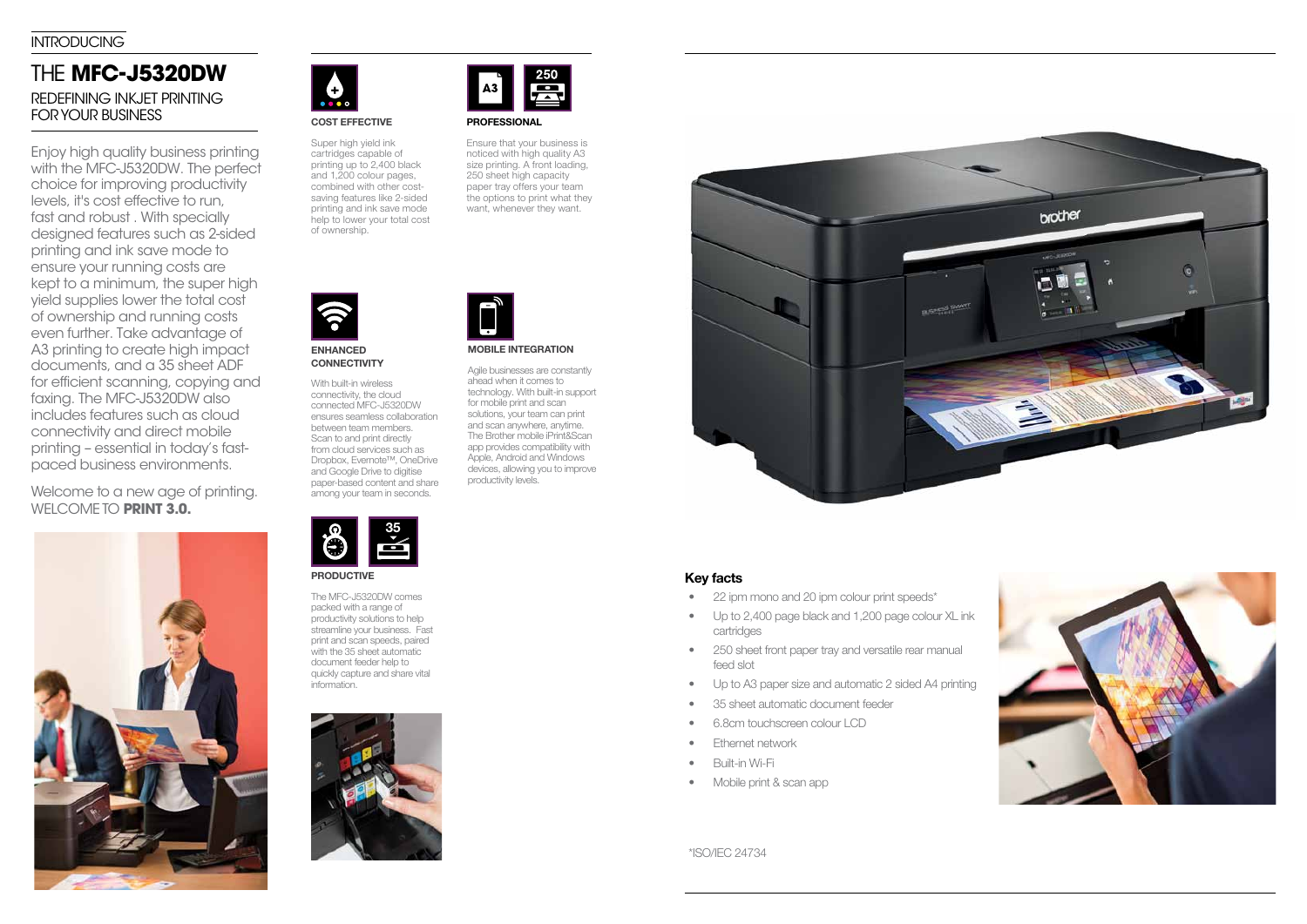INTRODUCING

# THE **MFC-J5320DW**

## REDEFINING INKJET PRINTING FOR YOUR BUSINESS

Enjoy high quality business printing with the MFC-J5320DW. The perfect choice for improving productivity levels, it's cost effective to run, fast and robust . With specially designed features such as 2-sided printing and ink save mode to ensure your running costs are kept to a minimum, the super high yield supplies lower the total cost of ownership and running costs even further. Take advantage of A3 printing to create high impact documents, and a 35 sheet ADF for efficient scanning, copying and faxing. The MFC-J5320DW also includes features such as cloud connectivity and direct mobile printing – essential in today's fast-paced business environments.

Welcome to a new age of printing. WELCOME TO **PRINT 3.0.**

### COST EFFECTIVE

Super high yield ink cartridges capable of printing up to 2,400 black and 1,200 colour pages, combined with other cost-saving features like 2-sided printing and ink save mode help to lower your total cost of ownership.

### PROFESSIONAL

Ensure that your business is noticed with high quality A3 size printing. A front loading, 250 sheet high capacity paper tray offers your team the options to print what they want, whenever they want.

### ENHANCED CONNECTIVITY

With built-in wireless connectivity, the cloud connected MFC-J5320DW ensures seamless collaboration between team members. Scan to and print directly from cloud services such as Dropbox, Evernote™, OneDrive and Google Drive to digitise paper-based content and share among your team in seconds.

### MOBILE INTEGRATION

Agile businesses are constantly ahead when it comes to technology. With built-in support for mobile print and scan solutions, your team can print and scan anywhere, anytime. The Brother mobile iPrint&Scan app provides compatibility with Apple, Android and Windows devices, allowing you to improve productivity levels.

### PRODUCTIVE

The MFC-J5320DW comes packed with a range of productivity solutions to help streamline your business. Fast print and scan speeds, paired with the 35 sheet automatic document feeder help to quickly capture and share vital information.

### Key facts

- 22 ipm mono and 20 ipm colour print speeds*
- Up to 2,400 page black and 1,200 page colour XL ink cartridges
- 250 sheet front paper tray and versatile rear manual feed slot
- Up to A3 paper size and automatic 2 sided A4 printing
- 35 sheet automatic document feeder
- 6.8cm touchscreen colour LCD
- Ethernet network
- Built-in Wi-Fi
- Mobile print & scan app

*ISO/IEC 24734